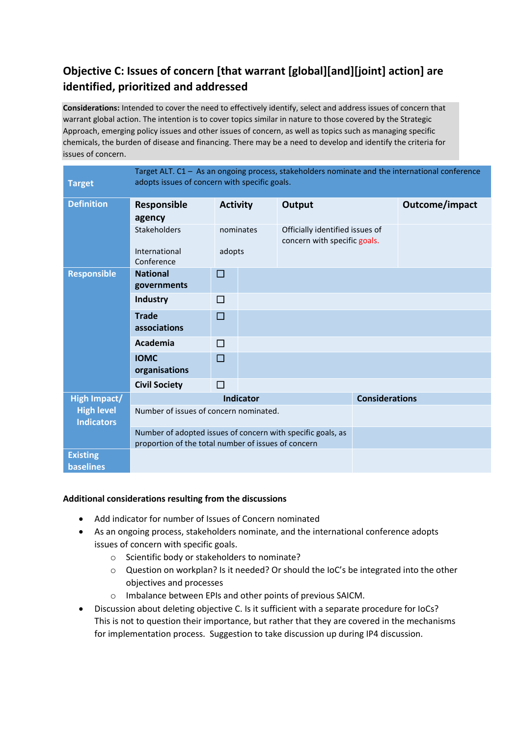## Objective C: Issues of concern [that warrant [global][and][joint] action] are identified, prioritized and addressed

**Considerations:** Intended to cover the need to effectively identify, select and address issues of concern that warrant global action. The intention is to cover topics similar in nature to those covered by the Strategic Approach, emerging policy issues and other issues of concern, as well as topics such as managing specific chemicals, the burden of disease and financing. There may be a need to develop and identify the criteria for issues of concern.

| **Target** | Target ALT. C1 – As an ongoing process, stakeholders nominate and the international conference adopts issues of concern with specific goals. | | | |
|---|---|---|---|---|
| **Definition** | **Responsible agency** | **Activity** | **Output** | **Outcome/impact** |
| | Stakeholders<br><br>International Conference | nominates<br><br>adopts | Officially identified issues of concern with specific goals. | |
| **Responsible** | **National governments** | ☐ | | |
| | **Industry** | ☐ | | |
| | **Trade associations** | ☐ | | |
| | **Academia** | ☐ | | |
| | **IOMC organisations** | ☐ | | |
| | **Civil Society** | ☐ | | |
| **High Impact/ High level Indicators** | **Indicator** | | **Considerations** | |
| | Number of issues of concern nominated. | | | |
| | Number of adopted issues of concern with specific goals, as proportion of the total number of issues of concern | | | |
| **Existing baselines** | | | | |

**Additional considerations resulting from the discussions**

- Add indicator for number of Issues of Concern nominated
- As an ongoing process, stakeholders nominate, and the international conference adopts issues of concern with specific goals.
  - Scientific body or stakeholders to nominate?
  - Question on workplan? Is it needed? Or should the IoC's be integrated into the other objectives and processes
  - Imbalance between EPIs and other points of previous SAICM.
- Discussion about deleting objective C. Is it sufficient with a separate procedure for IoCs? This is not to question their importance, but rather that they are covered in the mechanisms for implementation process. Suggestion to take discussion up during IP4 discussion.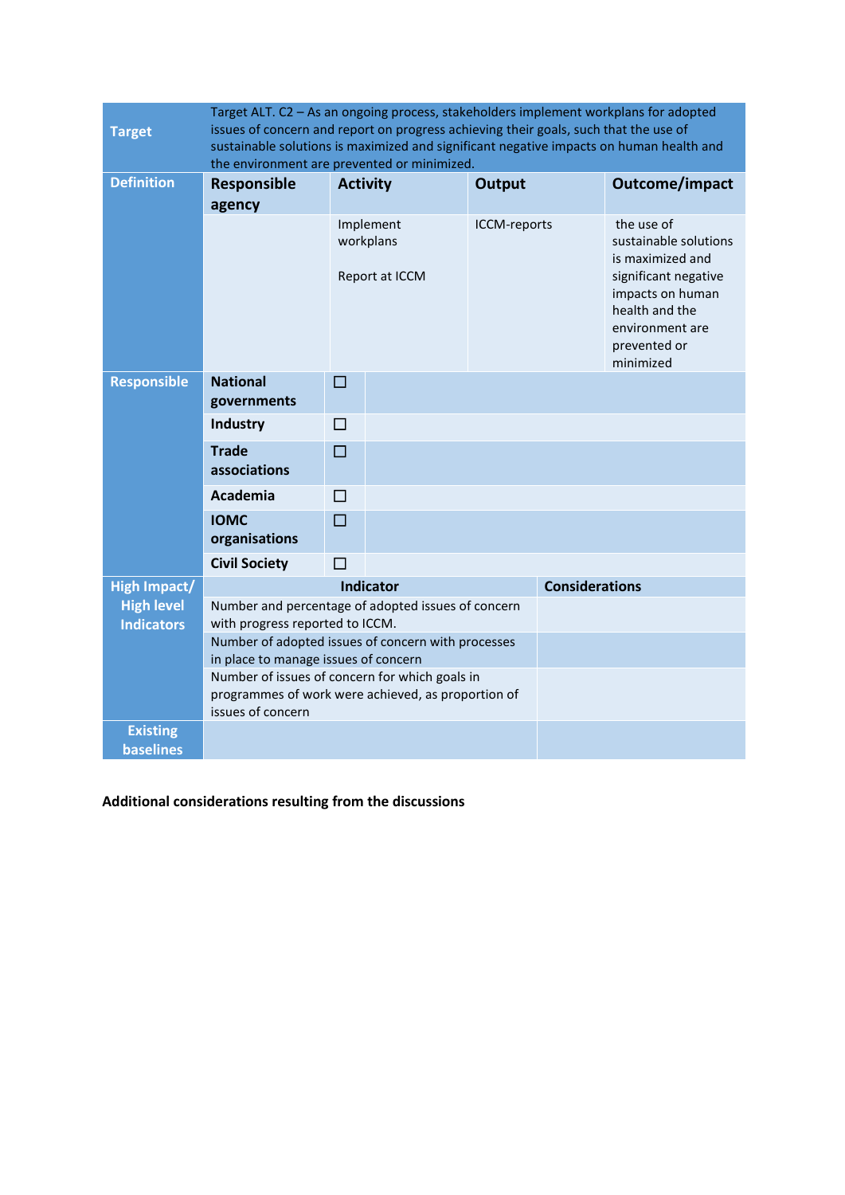| | | | | |
|---|---|---|---|---|
| **Target** | Target ALT. C2 – As an ongoing process, stakeholders implement workplans for adopted issues of concern and report on progress achieving their goals, such that the use of sustainable solutions is maximized and significant negative impacts on human health and the environment are prevented or minimized. | | | |
| **Definition** | **Responsible agency** | **Activity** | **Output** | **Outcome/impact** |
| | | Implement workplans<br><br>Report at ICCM | ICCM-reports | the use of sustainable solutions is maximized and significant negative impacts on human health and the environment are prevented or minimized |
| **Responsible** | **National governments** | ☐ | | |
| | **Industry** | ☐ | | |
| | **Trade associations** | ☐ | | |
| | **Academia** | ☐ | | |
| | **IOMC organisations** | ☐ | | |
| | **Civil Society** | ☐ | | |
| **High Impact/ High level Indicators** | **Indicator** | | **Considerations** | |
| | Number and percentage of adopted issues of concern with progress reported to ICCM. | | | |
| | Number of adopted issues of concern with processes in place to manage issues of concern | | | |
| | Number of issues of concern for which goals in programmes of work were achieved, as proportion of issues of concern | | | |
| **Existing baselines** | | | | |

**Additional considerations resulting from the discussions**